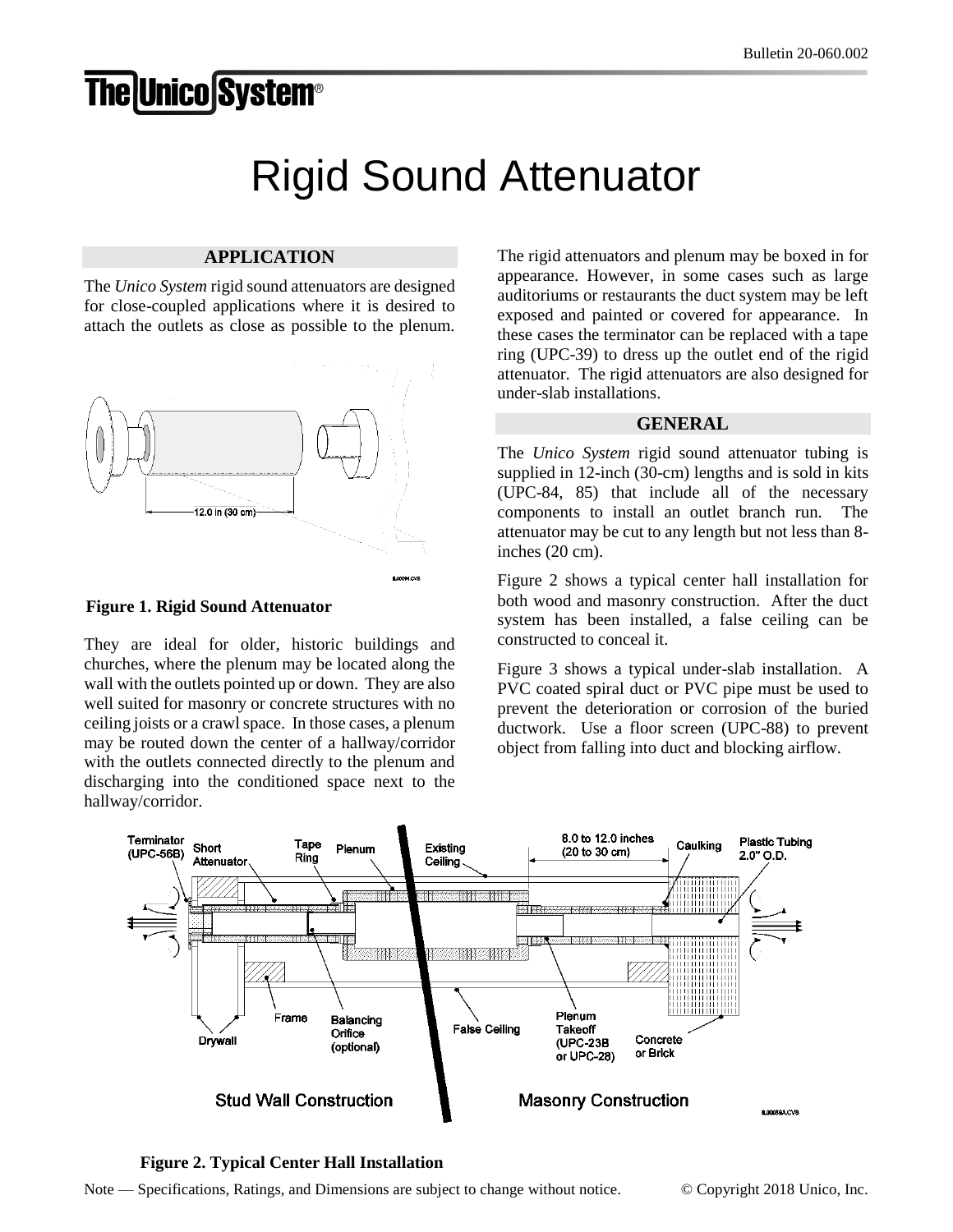# Rigid Sound Attenuator

## APPLICATION

The *Unico System* rigid sound attenuators are designed for close-coupled applications where it is desired to attach the outlets as close as possible to the plenum.

**Figure 1. Rigid Sound Attenuator**

They are ideal for older, historic buildings and churches, where the plenum may be located along the wall with the outlets pointed up or down. They are also well suited for masonry or concrete structures with no ceiling joists or a crawl space. In those cases, a plenum may be routed down the center of a hallway/corridor with the outlets connected directly to the plenum and discharging into the conditioned space next to the hallway/corridor.

The rigid attenuators and plenum may be boxed in for appearance. However, in some cases such as large auditoriums or restaurants the duct system may be left exposed and painted or covered for appearance. In these cases the terminator can be replaced with a tape ring (UPC-39) to dress up the outlet end of the rigid attenuator. The rigid attenuators are also designed for under-slab installations.

## GENERAL

The *Unico System* rigid sound attenuator tubing is supplied in 12-inch (30-cm) lengths and is sold in kits (UPC-84, 85) that include all of the necessary components to install an outlet branch run. The attenuator may be cut to any length but not less than 8-inches (20 cm).

Figure 2 shows a typical center hall installation for both wood and masonry construction. After the duct system has been installed, a false ceiling can be constructed to conceal it.

Figure 3 shows a typical under-slab installation. A PVC coated spiral duct or PVC pipe must be used to prevent the deterioration or corrosion of the buried ductwork. Use a floor screen (UPC-88) to prevent object from falling into duct and blocking airflow.

**Figure 2. Typical Center Hall Installation**

Note — Specifications, Ratings, and Dimensions are subject to change without notice. © Copyright 2018 Unico, Inc.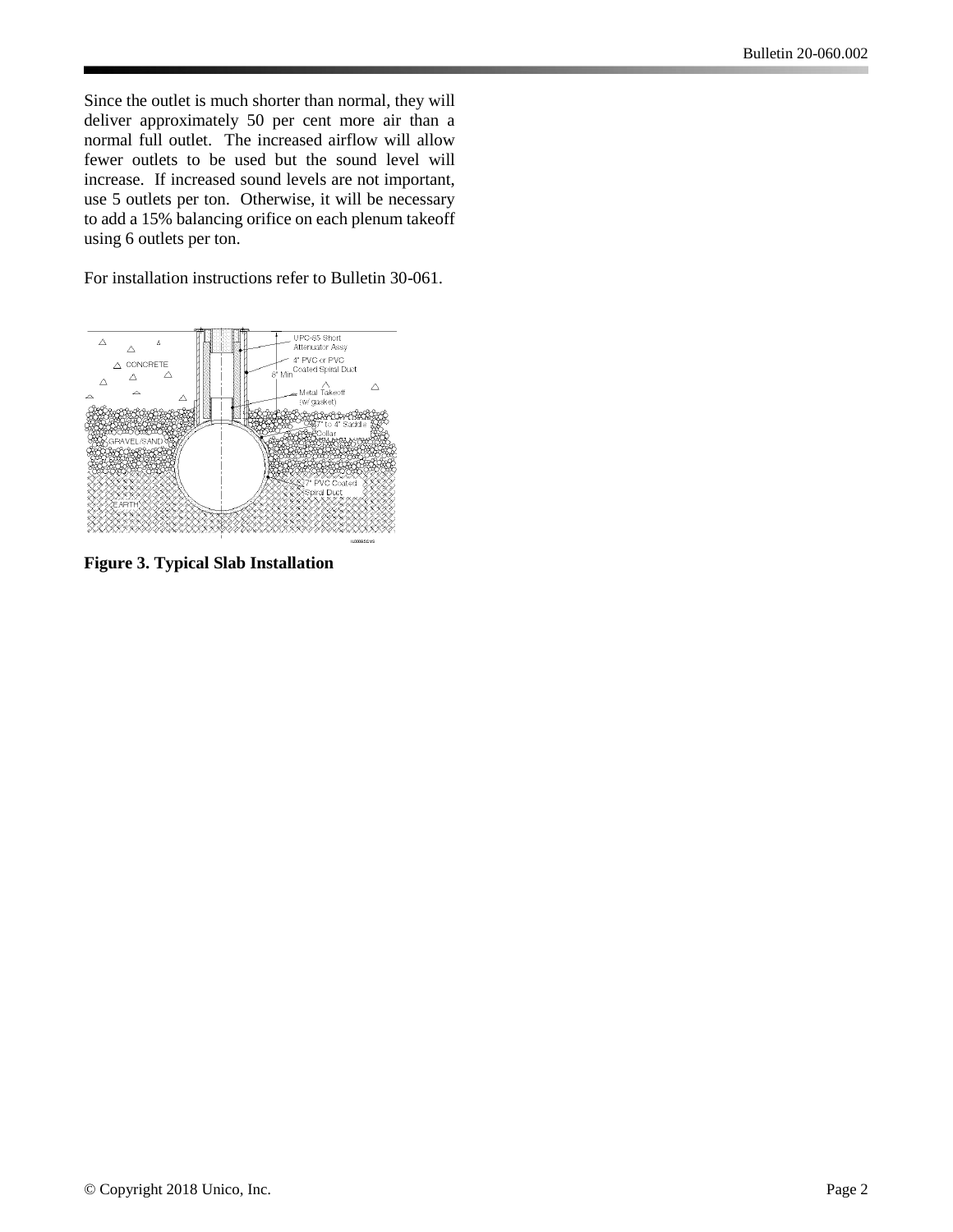Since the outlet is much shorter than normal, they will deliver approximately 50 per cent more air than a normal full outlet. The increased airflow will allow fewer outlets to be used but the sound level will increase. If increased sound levels are not important, use 5 outlets per ton. Otherwise, it will be necessary to add a 15% balancing orifice on each plenum takeoff using 6 outlets per ton.

For installation instructions refer to Bulletin 30-061.

CONCRETE

UPC-65 Short Attenuator Assy

4" PVC or PVC Coated Spiral Duct

8" Min

Metal Takeoff (w/ gasket)

7" to 4" Saddle Collar

GRAVEL/SAND

7" PVC Coated Spiral Duct

EARTH

**Figure 3. Typical Slab Installation**